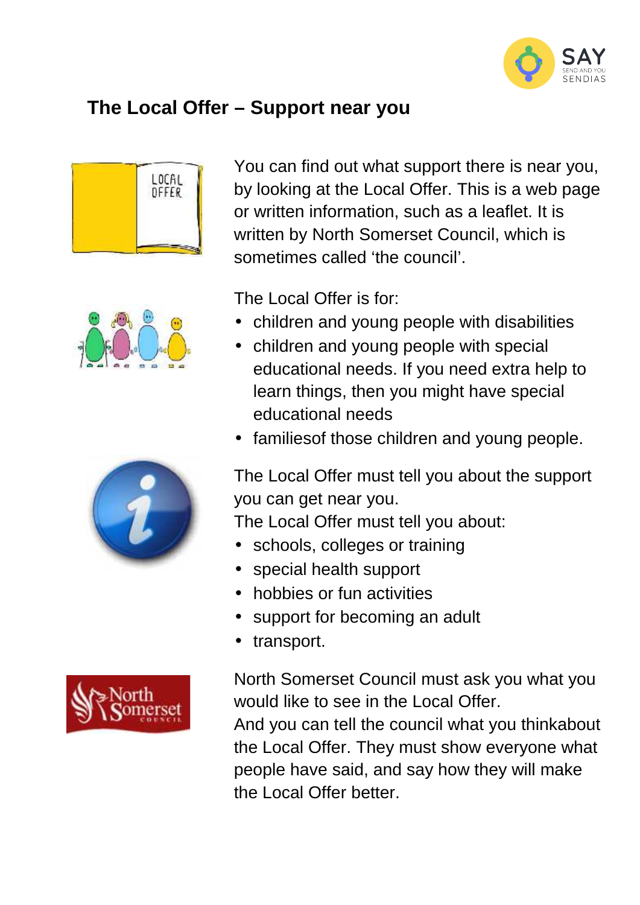# The Local Offer – Support near you

You can find out what support there is near you, by looking at the Local Offer. This is a web page or written information, such as a leaflet. It is written by North Somerset Council, which is sometimes called 'the council'.

The Local Offer is for:

- children and young people with disabilities
- children and young people with special educational needs. If you need extra help to learn things, then you might have special educational needs
- familiesof those children and young people.

The Local Offer must tell you about the support you can get near you.
The Local Offer must tell you about:

- schools, colleges or training
- special health support
- hobbies or fun activities
- support for becoming an adult
- transport.

North Somerset Council must ask you what you would like to see in the Local Offer.
And you can tell the council what you thinkabout the Local Offer. They must show everyone what people have said, and say how they will make the Local Offer better.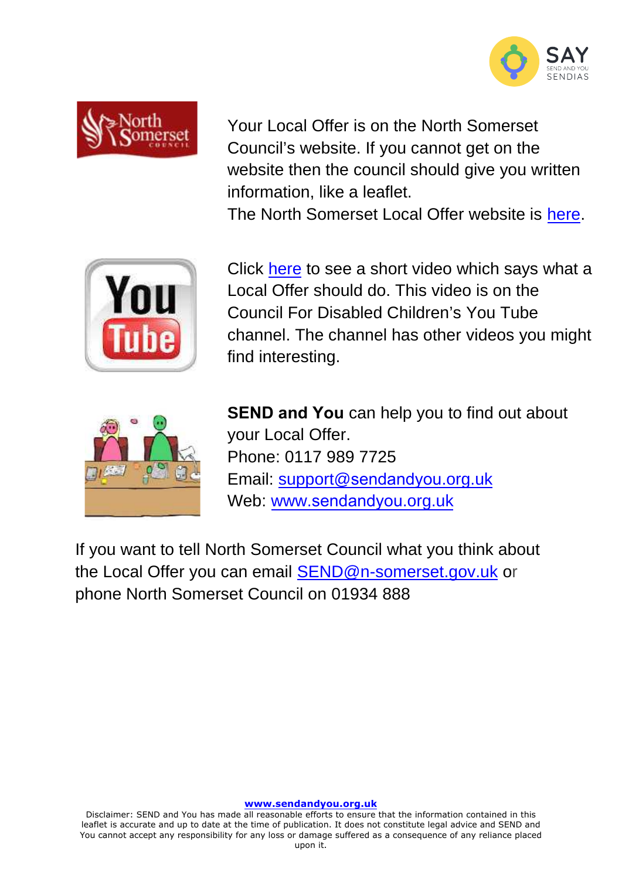Your Local Offer is on the North Somerset Council's website. If you cannot get on the website then the council should give you written information, like a leaflet.

The North Somerset Local Offer website is here.

Click here to see a short video which says what a Local Offer should do. This video is on the Council For Disabled Children's You Tube channel. The channel has other videos you might find interesting.

**SEND and You** can help you to find out about your Local Offer.

Phone: 0117 989 7725

Email: support@sendandyou.org.uk

Web: www.sendandyou.org.uk

If you want to tell North Somerset Council what you think about the Local Offer you can email SEND@n-somerset.gov.uk or phone North Somerset Council on 01934 888

**www.sendandyou.org.uk**

Disclaimer: SEND and You has made all reasonable efforts to ensure that the information contained in this leaflet is accurate and up to date at the time of publication. It does not constitute legal advice and SEND and You cannot accept any responsibility for any loss or damage suffered as a consequence of any reliance placed upon it.